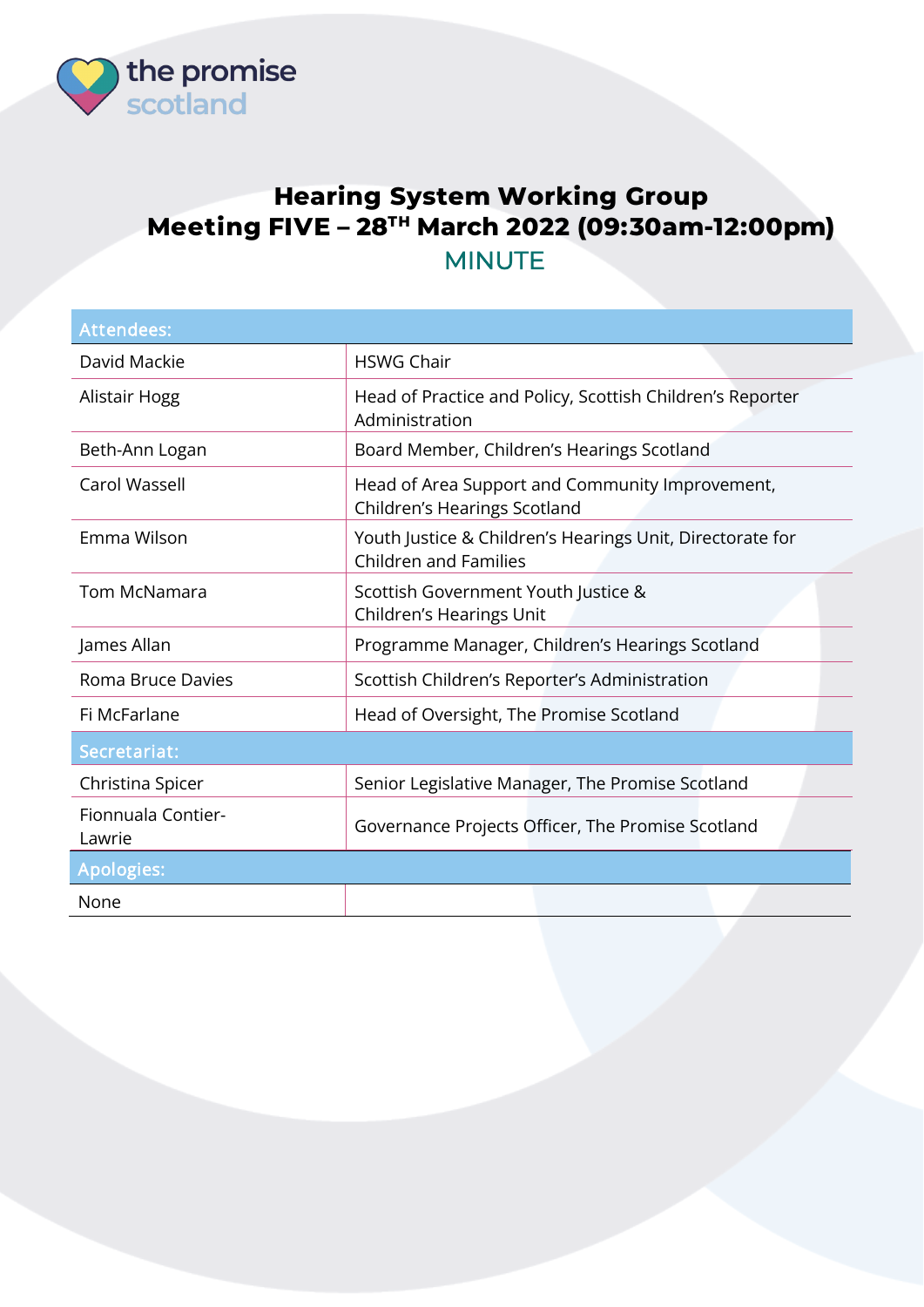the promise scotland

# Hearing System Working Group
## Meeting FIVE – 28TH March 2022 (09:30am-12:00pm)

MINUTE

| Attendees: | |
|---|---|
| David Mackie | HSWG Chair |
| Alistair Hogg | Head of Practice and Policy, Scottish Children's Reporter Administration |
| Beth-Ann Logan | Board Member, Children's Hearings Scotland |
| Carol Wassell | Head of Area Support and Community Improvement, Children's Hearings Scotland |
| Emma Wilson | Youth Justice & Children's Hearings Unit, Directorate for Children and Families |
| Tom McNamara | Scottish Government Youth Justice & Children's Hearings Unit |
| James Allan | Programme Manager, Children's Hearings Scotland |
| Roma Bruce Davies | Scottish Children's Reporter's Administration |
| Fi McFarlane | Head of Oversight, The Promise Scotland |
| **Secretariat:** | |
| Christina Spicer | Senior Legislative Manager, The Promise Scotland |
| Fionnuala Contier-Lawrie | Governance Projects Officer, The Promise Scotland |
| **Apologies:** | |
| None | |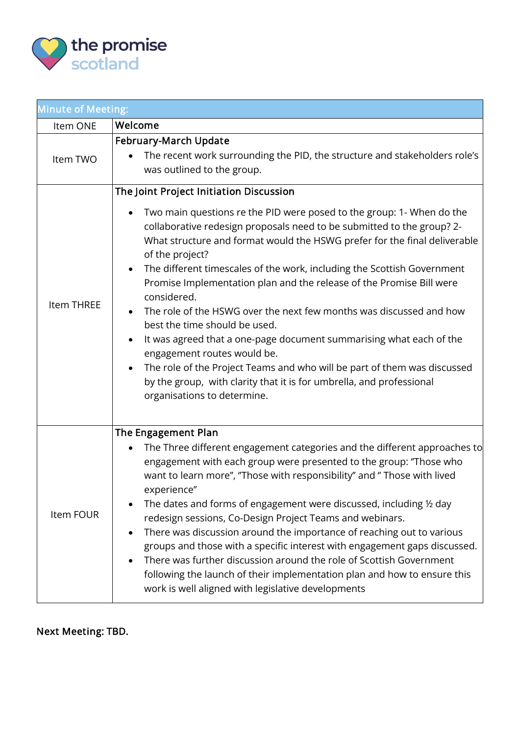the promise scotland

| Minute of Meeting: | |
|---|---|
| Item ONE | Welcome |
| Item TWO | February-March Update<br>• The recent work surrounding the PID, the structure and stakeholders role's was outlined to the group. |
| Item THREE | The Joint Project Initiation Discussion<br>• Two main questions re the PID were posed to the group: 1- When do the collaborative redesign proposals need to be submitted to the group? 2- What structure and format would the HSWG prefer for the final deliverable of the project?<br>• The different timescales of the work, including the Scottish Government Promise Implementation plan and the release of the Promise Bill were considered.<br>• The role of the HSWG over the next few months was discussed and how best the time should be used.<br>• It was agreed that a one-page document summarising what each of the engagement routes would be.<br>• The role of the Project Teams and who will be part of them was discussed by the group, with clarity that it is for umbrella, and professional organisations to determine. |
| Item FOUR | The Engagement Plan<br>• The Three different engagement categories and the different approaches to engagement with each group were presented to the group: "Those who want to learn more", "Those with responsibility" and " Those with lived experience"<br>• The dates and forms of engagement were discussed, including ½ day redesign sessions, Co-Design Project Teams and webinars.<br>• There was discussion around the importance of reaching out to various groups and those with a specific interest with engagement gaps discussed.<br>• There was further discussion around the role of Scottish Government following the launch of their implementation plan and how to ensure this work is well aligned with legislative developments |

Next Meeting: TBD.